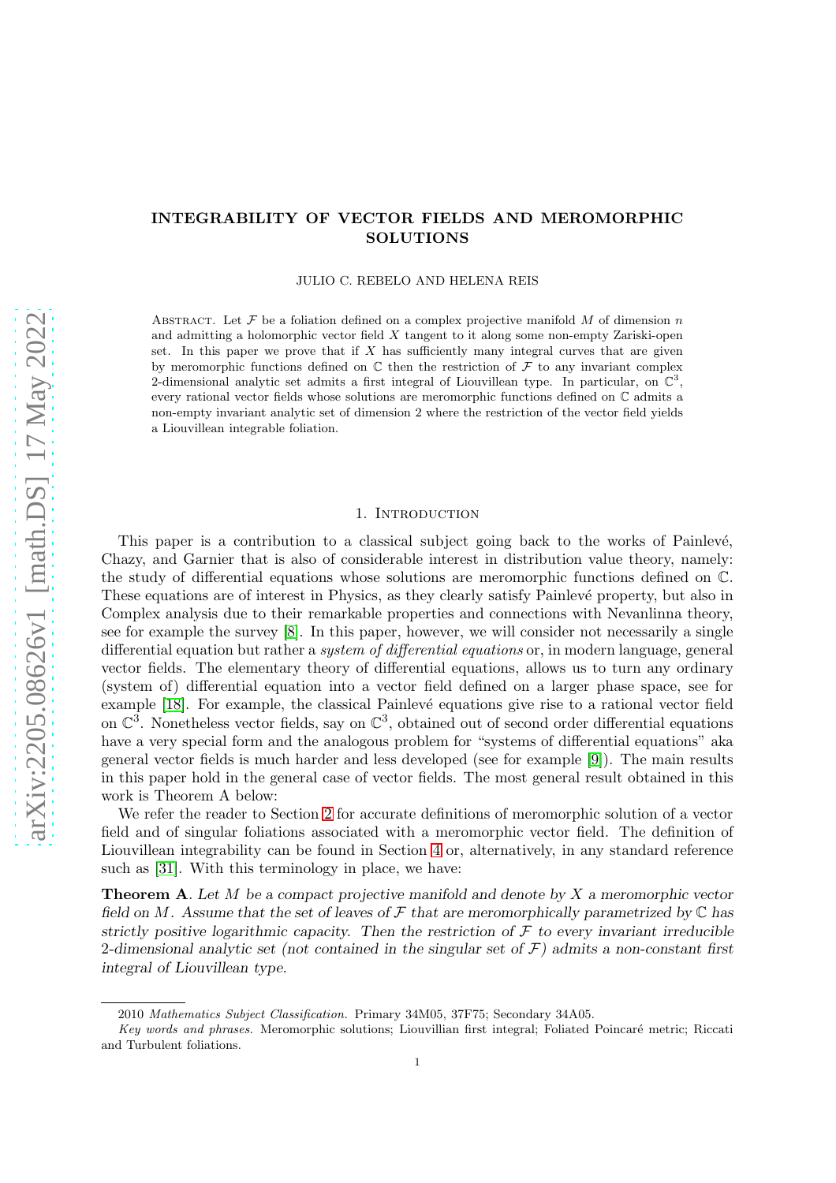# INTEGRABILITY OF VECTOR FIELDS AND MEROMORPHIC SOLUTIONS

JULIO C. REBELO AND HELENA REIS

Abstract. Let $\mathcal{F}$ be a foliation defined on a complex projective manifold $M$ of dimension $n$ and admitting a holomorphic vector field $X$ tangent to it along some non-empty Zariski-open set. In this paper we prove that if $X$ has sufficiently many integral curves that are given by meromorphic functions defined on $\mathbb{C}$ then the restriction of $\mathcal{F}$ to any invariant complex 2-dimensional analytic set admits a first integral of Liouvillean type. In particular, on $\mathbb{C}^3$, every rational vector fields whose solutions are meromorphic functions defined on $\mathbb{C}$ admits a non-empty invariant analytic set of dimension 2 where the restriction of the vector field yields a Liouvillean integrable foliation.

## 1. Introduction

This paper is a contribution to a classical subject going back to the works of Painlevé, Chazy, and Garnier that is also of considerable interest in distribution value theory, namely: the study of differential equations whose solutions are meromorphic functions defined on $\mathbb{C}$. These equations are of interest in Physics, as they clearly satisfy Painlevé property, but also in Complex analysis due to their remarkable properties and connections with Nevanlinna theory, see for example the survey [8]. In this paper, however, we will consider not necessarily a single differential equation but rather a *system of differential equations* or, in modern language, general vector fields. The elementary theory of differential equations, allows us to turn any ordinary (system of) differential equation into a vector field defined on a larger phase space, see for example [18]. For example, the classical Painlevé equations give rise to a rational vector field on $\mathbb{C}^3$. Nonetheless vector fields, say on $\mathbb{C}^3$, obtained out of second order differential equations have a very special form and the analogous problem for "systems of differential equations" aka general vector fields is much harder and less developed (see for example [9]). The main results in this paper hold in the general case of vector fields. The most general result obtained in this work is Theorem A below:

We refer the reader to Section 2 for accurate definitions of meromorphic solution of a vector field and of singular foliations associated with a meromorphic vector field. The definition of Liouvillean integrability can be found in Section 4 or, alternatively, in any standard reference such as [31]. With this terminology in place, we have:

**Theorem A**. *Let $M$ be a compact projective manifold and denote by $X$ a meromorphic vector field on $M$. Assume that the set of leaves of $\mathcal{F}$ that are meromorphically parametrized by $\mathbb{C}$ has strictly positive logarithmic capacity. Then the restriction of $\mathcal{F}$ to every invariant irreducible 2-dimensional analytic set (not contained in the singular set of $\mathcal{F}$) admits a non-constant first integral of Liouvillean type.*

2010 *Mathematics Subject Classification.* Primary 34M05, 37F75; Secondary 34A05.

*Key words and phrases.* Meromorphic solutions; Liouvillian first integral; Foliated Poincaré metric; Riccati and Turbulent foliations.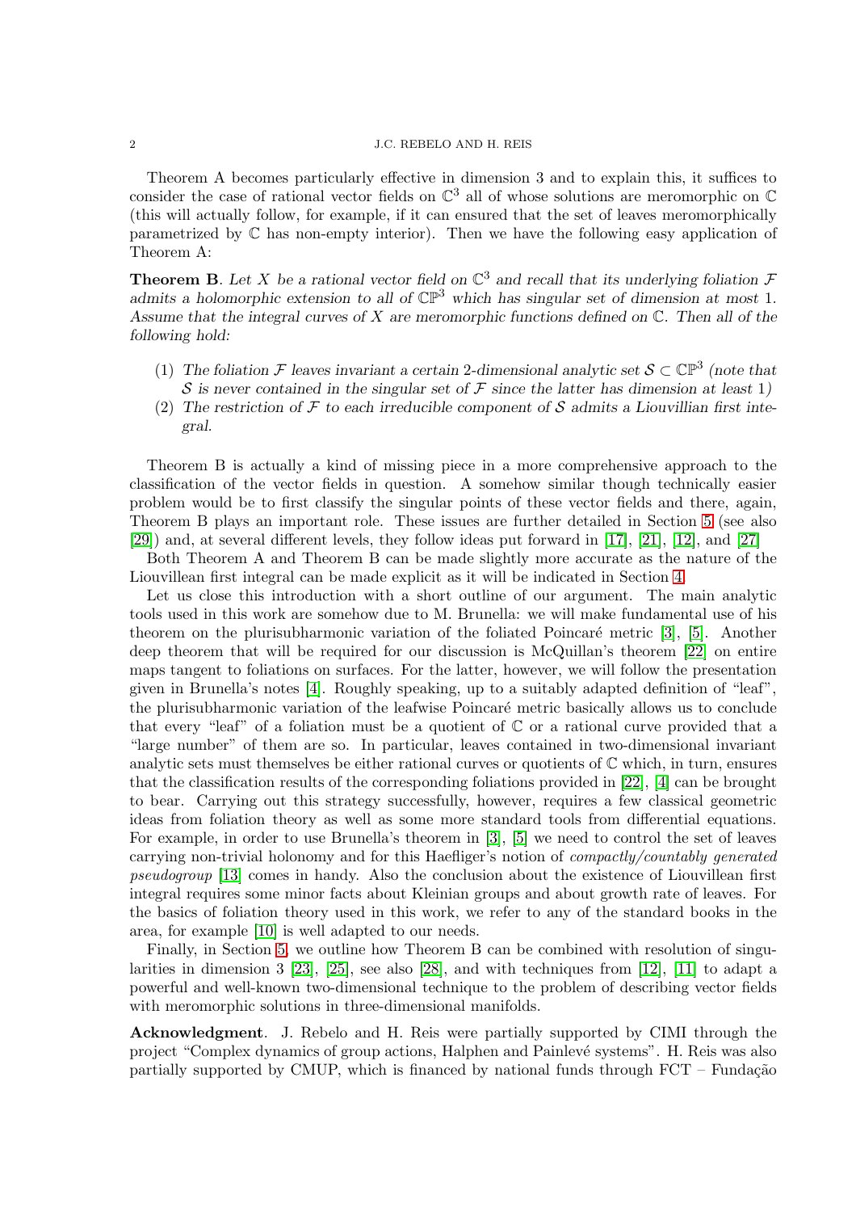Theorem A becomes particularly effective in dimension 3 and to explain this, it suffices to consider the case of rational vector fields on $\mathbb{C}^3$ all of whose solutions are meromorphic on $\mathbb{C}$ (this will actually follow, for example, if it can ensured that the set of leaves meromorphically parametrized by $\mathbb{C}$ has non-empty interior). Then we have the following easy application of Theorem A:

**Theorem B**. *Let $X$ be a rational vector field on $\mathbb{C}^3$ and recall that its underlying foliation $\mathcal{F}$ admits a holomorphic extension to all of $\mathbb{CP}^3$ which has singular set of dimension at most 1. Assume that the integral curves of $X$ are meromorphic functions defined on $\mathbb{C}$. Then all of the following hold:*

1. *The foliation $\mathcal{F}$ leaves invariant a certain 2-dimensional analytic set $\mathcal{S} \subset \mathbb{CP}^3$ (note that $\mathcal{S}$ is never contained in the singular set of $\mathcal{F}$ since the latter has dimension at least 1)*
2. *The restriction of $\mathcal{F}$ to each irreducible component of $\mathcal{S}$ admits a Liouvillian first integral.*

Theorem B is actually a kind of missing piece in a more comprehensive approach to the classification of the vector fields in question. A somehow similar though technically easier problem would be to first classify the singular points of these vector fields and there, again, Theorem B plays an important role. These issues are further detailed in Section 5 (see also [29]) and, at several different levels, they follow ideas put forward in [17], [21], [12], and [27]

Both Theorem A and Theorem B can be made slightly more accurate as the nature of the Liouvillean first integral can be made explicit as it will be indicated in Section 4.

Let us close this introduction with a short outline of our argument. The main analytic tools used in this work are somehow due to M. Brunella: we will make fundamental use of his theorem on the plurisubharmonic variation of the foliated Poincaré metric [3], [5]. Another deep theorem that will be required for our discussion is McQuillan's theorem [22] on entire maps tangent to foliations on surfaces. For the latter, however, we will follow the presentation given in Brunella's notes [4]. Roughly speaking, up to a suitably adapted definition of "leaf", the plurisubharmonic variation of the leafwise Poincaré metric basically allows us to conclude that every "leaf" of a foliation must be a quotient of $\mathbb{C}$ or a rational curve provided that a "large number" of them are so. In particular, leaves contained in two-dimensional invariant analytic sets must themselves be either rational curves or quotients of $\mathbb{C}$ which, in turn, ensures that the classification results of the corresponding foliations provided in [22], [4] can be brought to bear. Carrying out this strategy successfully, however, requires a few classical geometric ideas from foliation theory as well as some more standard tools from differential equations. For example, in order to use Brunella's theorem in [3], [5] we need to control the set of leaves carrying non-trivial holonomy and for this Haefliger's notion of *compactly/countably generated pseudogroup* [13] comes in handy. Also the conclusion about the existence of Liouvillean first integral requires some minor facts about Kleinian groups and about growth rate of leaves. For the basics of foliation theory used in this work, we refer to any of the standard books in the area, for example [10] is well adapted to our needs.

Finally, in Section 5, we outline how Theorem B can be combined with resolution of singularities in dimension 3 [23], [25], see also [28], and with techniques from [12], [11] to adapt a powerful and well-known two-dimensional technique to the problem of describing vector fields with meromorphic solutions in three-dimensional manifolds.

**Acknowledgment**. J. Rebelo and H. Reis were partially supported by CIMI through the project "Complex dynamics of group actions, Halphen and Painlevé systems". H. Reis was also partially supported by CMUP, which is financed by national funds through FCT – Fundação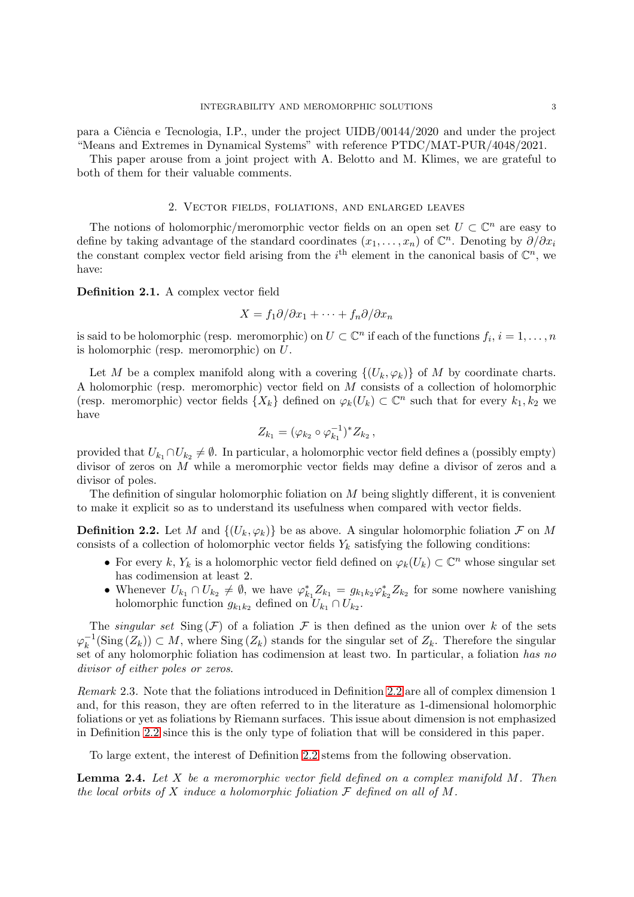para a Ciência e Tecnologia, I.P., under the project UIDB/00144/2020 and under the project "Means and Extremes in Dynamical Systems" with reference PTDC/MAT-PUR/4048/2021.

This paper arouse from a joint project with A. Belotto and M. Klimes, we are grateful to both of them for their valuable comments.

## 2. Vector fields, foliations, and enlarged leaves

The notions of holomorphic/meromorphic vector fields on an open set $U \subset \mathbb{C}^n$ are easy to define by taking advantage of the standard coordinates $(x_1, \ldots, x_n)$ of $\mathbb{C}^n$. Denoting by $\partial/\partial x_i$ the constant complex vector field arising from the $i^{\text{th}}$ element in the canonical basis of $\mathbb{C}^n$, we have:

**Definition 2.1.** A complex vector field

$$X = f_1 \partial/\partial x_1 + \cdots + f_n \partial/\partial x_n$$

is said to be holomorphic (resp. meromorphic) on $U \subset \mathbb{C}^n$ if each of the functions $f_i$, $i = 1, \ldots, n$ is holomorphic (resp. meromorphic) on $U$.

Let $M$ be a complex manifold along with a covering $\{(U_k, \varphi_k)\}$ of $M$ by coordinate charts. A holomorphic (resp. meromorphic) vector field on $M$ consists of a collection of holomorphic (resp. meromorphic) vector fields $\{X_k\}$ defined on $\varphi_k(U_k) \subset \mathbb{C}^n$ such that for every $k_1, k_2$ we have

$$Z_{k_1} = (\varphi_{k_2} \circ \varphi_{k_1}^{-1})^* Z_{k_2} \, ,$$

provided that $U_{k_1} \cap U_{k_2} \neq \emptyset$. In particular, a holomorphic vector field defines a (possibly empty) divisor of zeros on $M$ while a meromorphic vector fields may define a divisor of zeros and a divisor of poles.

The definition of singular holomorphic foliation on $M$ being slightly different, it is convenient to make it explicit so as to understand its usefulness when compared with vector fields.

**Definition 2.2.** Let $M$ and $\{(U_k, \varphi_k)\}$ be as above. A singular holomorphic foliation $\mathcal{F}$ on $M$ consists of a collection of holomorphic vector fields $Y_k$ satisfying the following conditions:

- For every $k$, $Y_k$ is a holomorphic vector field defined on $\varphi_k(U_k) \subset \mathbb{C}^n$ whose singular set has codimension at least 2.
- Whenever $U_{k_1} \cap U_{k_2} \neq \emptyset$, we have $\varphi_{k_1}^* Z_{k_1} = g_{k_1 k_2} \varphi_{k_2}^* Z_{k_2}$ for some nowhere vanishing holomorphic function $g_{k_1 k_2}$ defined on $U_{k_1} \cap U_{k_2}$.

The *singular set* $\text{Sing}\,(\mathcal{F})$ of a foliation $\mathcal{F}$ is then defined as the union over $k$ of the sets $\varphi_k^{-1}(\text{Sing}\,(Z_k)) \subset M$, where $\text{Sing}\,(Z_k)$ stands for the singular set of $Z_k$. Therefore the singular set of any holomorphic foliation has codimension at least two. In particular, a foliation *has no divisor of either poles or zeros*.

*Remark* 2.3. Note that the foliations introduced in Definition 2.2 are all of complex dimension 1 and, for this reason, they are often referred to in the literature as 1-dimensional holomorphic foliations or yet as foliations by Riemann surfaces. This issue about dimension is not emphasized in Definition 2.2 since this is the only type of foliation that will be considered in this paper.

To large extent, the interest of Definition 2.2 stems from the following observation.

**Lemma 2.4.** *Let $X$ be a meromorphic vector field defined on a complex manifold $M$. Then the local orbits of $X$ induce a holomorphic foliation $\mathcal{F}$ defined on all of $M$.*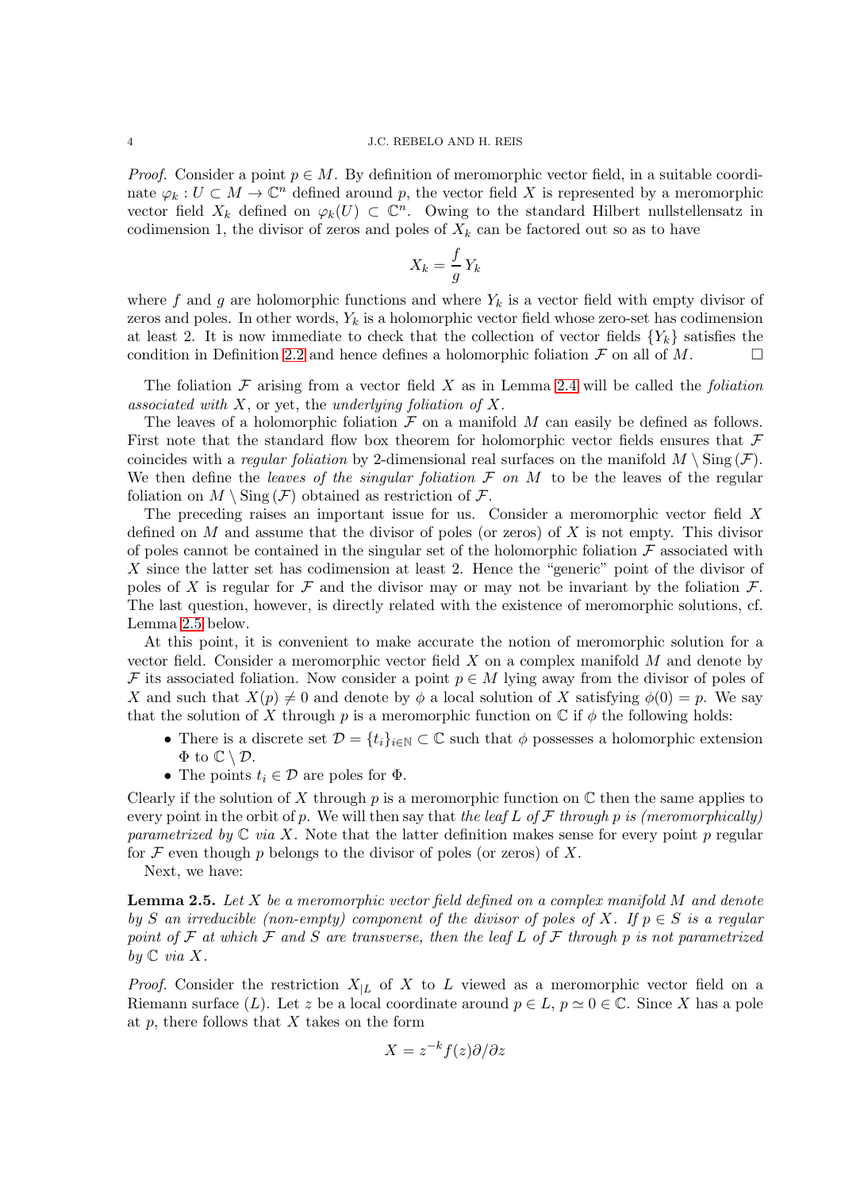*Proof.* Consider a point $p \in M$. By definition of meromorphic vector field, in a suitable coordinate $\varphi_k : U \subset M \to \mathbb{C}^n$ defined around $p$, the vector field $X$ is represented by a meromorphic vector field $X_k$ defined on $\varphi_k(U) \subset \mathbb{C}^n$. Owing to the standard Hilbert nullstellensatz in codimension 1, the divisor of zeros and poles of $X_k$ can be factored out so as to have

$$X_k = \frac{f}{g} Y_k$$

where $f$ and $g$ are holomorphic functions and where $Y_k$ is a vector field with empty divisor of zeros and poles. In other words, $Y_k$ is a holomorphic vector field whose zero-set has codimension at least 2. It is now immediate to check that the collection of vector fields $\{Y_k\}$ satisfies the condition in Definition 2.2 and hence defines a holomorphic foliation $\mathcal{F}$ on all of $M$. □

The foliation $\mathcal{F}$ arising from a vector field $X$ as in Lemma 2.4 will be called the *foliation associated with* $X$, or yet, the *underlying foliation of* $X$.

The leaves of a holomorphic foliation $\mathcal{F}$ on a manifold $M$ can easily be defined as follows. First note that the standard flow box theorem for holomorphic vector fields ensures that $\mathcal{F}$ coincides with a *regular foliation* by 2-dimensional real surfaces on the manifold $M \setminus \mathrm{Sing}\,(\mathcal{F})$. We then define the *leaves of the singular foliation* $\mathcal{F}$ *on* $M$ to be the leaves of the regular foliation on $M \setminus \mathrm{Sing}\,(\mathcal{F})$ obtained as restriction of $\mathcal{F}$.

The preceding raises an important issue for us. Consider a meromorphic vector field $X$ defined on $M$ and assume that the divisor of poles (or zeros) of $X$ is not empty. This divisor of poles cannot be contained in the singular set of the holomorphic foliation $\mathcal{F}$ associated with $X$ since the latter set has codimension at least 2. Hence the "generic" point of the divisor of poles of $X$ is regular for $\mathcal{F}$ and the divisor may or may not be invariant by the foliation $\mathcal{F}$. The last question, however, is directly related with the existence of meromorphic solutions, cf. Lemma 2.5 below.

At this point, it is convenient to make accurate the notion of meromorphic solution for a vector field. Consider a meromorphic vector field $X$ on a complex manifold $M$ and denote by $\mathcal{F}$ its associated foliation. Now consider a point $p \in M$ lying away from the divisor of poles of $X$ and such that $X(p) \neq 0$ and denote by $\phi$ a local solution of $X$ satisfying $\phi(0) = p$. We say that the solution of $X$ through $p$ is a meromorphic function on $\mathbb{C}$ if $\phi$ the following holds:

- There is a discrete set $\mathcal{D} = \{t_i\}_{i \in \mathbb{N}} \subset \mathbb{C}$ such that $\phi$ possesses a holomorphic extension $\Phi$ to $\mathbb{C} \setminus \mathcal{D}$.
- The points $t_i \in \mathcal{D}$ are poles for $\Phi$.

Clearly if the solution of $X$ through $p$ is a meromorphic function on $\mathbb{C}$ then the same applies to every point in the orbit of $p$. We will then say that *the leaf* $L$ *of* $\mathcal{F}$ *through* $p$ *is (meromorphically) parametrized by* $\mathbb{C}$ *via* $X$. Note that the latter definition makes sense for every point $p$ regular for $\mathcal{F}$ even though $p$ belongs to the divisor of poles (or zeros) of $X$.

Next, we have:

**Lemma 2.5.** *Let $X$ be a meromorphic vector field defined on a complex manifold $M$ and denote by $S$ an irreducible (non-empty) component of the divisor of poles of $X$. If $p \in S$ is a regular point of $\mathcal{F}$ at which $\mathcal{F}$ and $S$ are transverse, then the leaf $L$ of $\mathcal{F}$ through $p$ is not parametrized by $\mathbb{C}$ via $X$.*

*Proof.* Consider the restriction $X_{|L}$ of $X$ to $L$ viewed as a meromorphic vector field on a Riemann surface $(L)$. Let $z$ be a local coordinate around $p \in L$, $p \simeq 0 \in \mathbb{C}$. Since $X$ has a pole at $p$, there follows that $X$ takes on the form

$$X = z^{-k} f(z) \partial/\partial z$$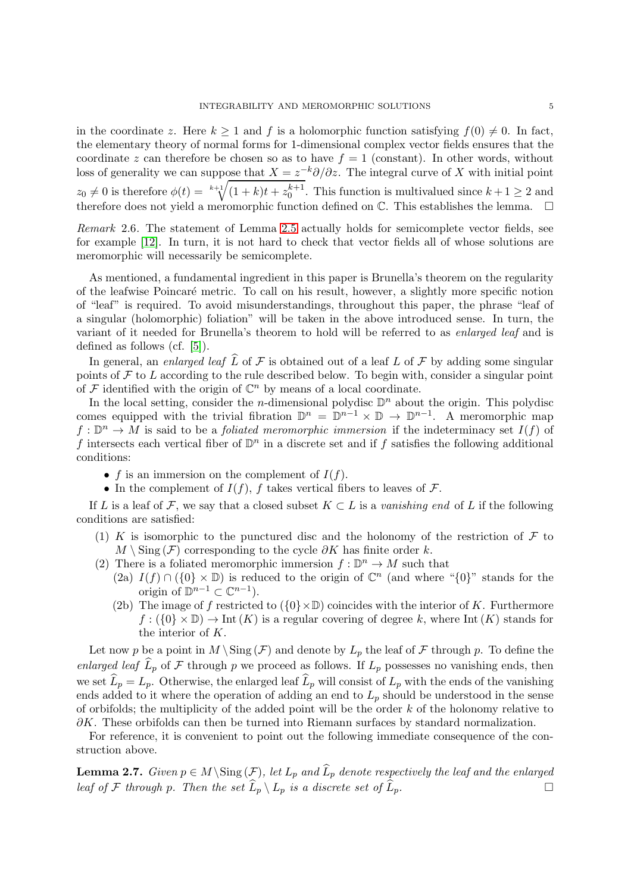in the coordinate $z$. Here $k \geq 1$ and $f$ is a holomorphic function satisfying $f(0) \neq 0$. In fact, the elementary theory of normal forms for 1-dimensional complex vector fields ensures that the coordinate $z$ can therefore be chosen so as to have $f = 1$ (constant). In other words, without loss of generality we can suppose that $X = z^{-k}\partial/\partial z$. The integral curve of $X$ with initial point $z_0 \neq 0$ is therefore $\phi(t) = \sqrt[k+1]{(1+k)t + z_0^{k+1}}$. This function is multivalued since $k+1 \geq 2$ and therefore does not yield a meromorphic function defined on $\mathbb{C}$. This establishes the lemma. $\square$

*Remark* 2.6. The statement of Lemma 2.5 actually holds for semicomplete vector fields, see for example [12]. In turn, it is not hard to check that vector fields all of whose solutions are meromorphic will necessarily be semicomplete.

As mentioned, a fundamental ingredient in this paper is Brunella's theorem on the regularity of the leafwise Poincaré metric. To call on his result, however, a slightly more specific notion of "leaf" is required. To avoid misunderstandings, throughout this paper, the phrase "leaf of a singular (holomorphic) foliation" will be taken in the above introduced sense. In turn, the variant of it needed for Brunella's theorem to hold will be referred to as *enlarged leaf* and is defined as follows (cf. [5]).

In general, an *enlarged leaf* $\widehat{L}$ of $\mathcal{F}$ is obtained out of a leaf $L$ of $\mathcal{F}$ by adding some singular points of $\mathcal{F}$ to $L$ according to the rule described below. To begin with, consider a singular point of $\mathcal{F}$ identified with the origin of $\mathbb{C}^n$ by means of a local coordinate.

In the local setting, consider the $n$-dimensional polydisc $\mathbb{D}^n$ about the origin. This polydisc comes equipped with the trivial fibration $\mathbb{D}^n = \mathbb{D}^{n-1} \times \mathbb{D} \to \mathbb{D}^{n-1}$. A meromorphic map $f : \mathbb{D}^n \to M$ is said to be a *foliated meromorphic immersion* if the indeterminacy set $I(f)$ of $f$ intersects each vertical fiber of $\mathbb{D}^n$ in a discrete set and if $f$ satisfies the following additional conditions:

- $f$ is an immersion on the complement of $I(f)$.
- In the complement of $I(f)$, $f$ takes vertical fibers to leaves of $\mathcal{F}$.

If $L$ is a leaf of $\mathcal{F}$, we say that a closed subset $K \subset L$ is a *vanishing end* of $L$ if the following conditions are satisfied:

1. $K$ is isomorphic to the punctured disc and the holonomy of the restriction of $\mathcal{F}$ to $M \setminus \mathrm{Sing}\,(\mathcal{F})$ corresponding to the cycle $\partial K$ has finite order $k$.
2. There is a foliated meromorphic immersion $f : \mathbb{D}^n \to M$ such that
   - (2a) $I(f) \cap (\{0\} \times \mathbb{D})$ is reduced to the origin of $\mathbb{C}^n$ (and where "$\{0\}$" stands for the origin of $\mathbb{D}^{n-1} \subset \mathbb{C}^{n-1}$).
   - (2b) The image of $f$ restricted to $(\{0\} \times \mathbb{D})$ coincides with the interior of $K$. Furthermore $f : (\{0\} \times \mathbb{D}) \to \mathrm{Int}\,(K)$ is a regular covering of degree $k$, where $\mathrm{Int}\,(K)$ stands for the interior of $K$.

Let now $p$ be a point in $M \setminus \mathrm{Sing}\,(\mathcal{F})$ and denote by $L_p$ the leaf of $\mathcal{F}$ through $p$. To define the *enlarged leaf* $\widehat{L}_p$ of $\mathcal{F}$ through $p$ we proceed as follows. If $L_p$ possesses no vanishing ends, then we set $\widehat{L}_p = L_p$. Otherwise, the enlarged leaf $\widehat{L}_p$ will consist of $L_p$ with the ends of the vanishing ends added to it where the operation of adding an end to $L_p$ should be understood in the sense of orbifolds; the multiplicity of the added point will be the order $k$ of the holonomy relative to $\partial K$. These orbifolds can then be turned into Riemann surfaces by standard normalization.

For reference, it is convenient to point out the following immediate consequence of the construction above.

**Lemma 2.7.** *Given $p \in M \setminus \mathrm{Sing}\,(\mathcal{F})$, let $L_p$ and $\widehat{L}_p$ denote respectively the leaf and the enlarged leaf of $\mathcal{F}$ through $p$. Then the set $\widehat{L}_p \setminus L_p$ is a discrete set of $\widehat{L}_p$.* $\square$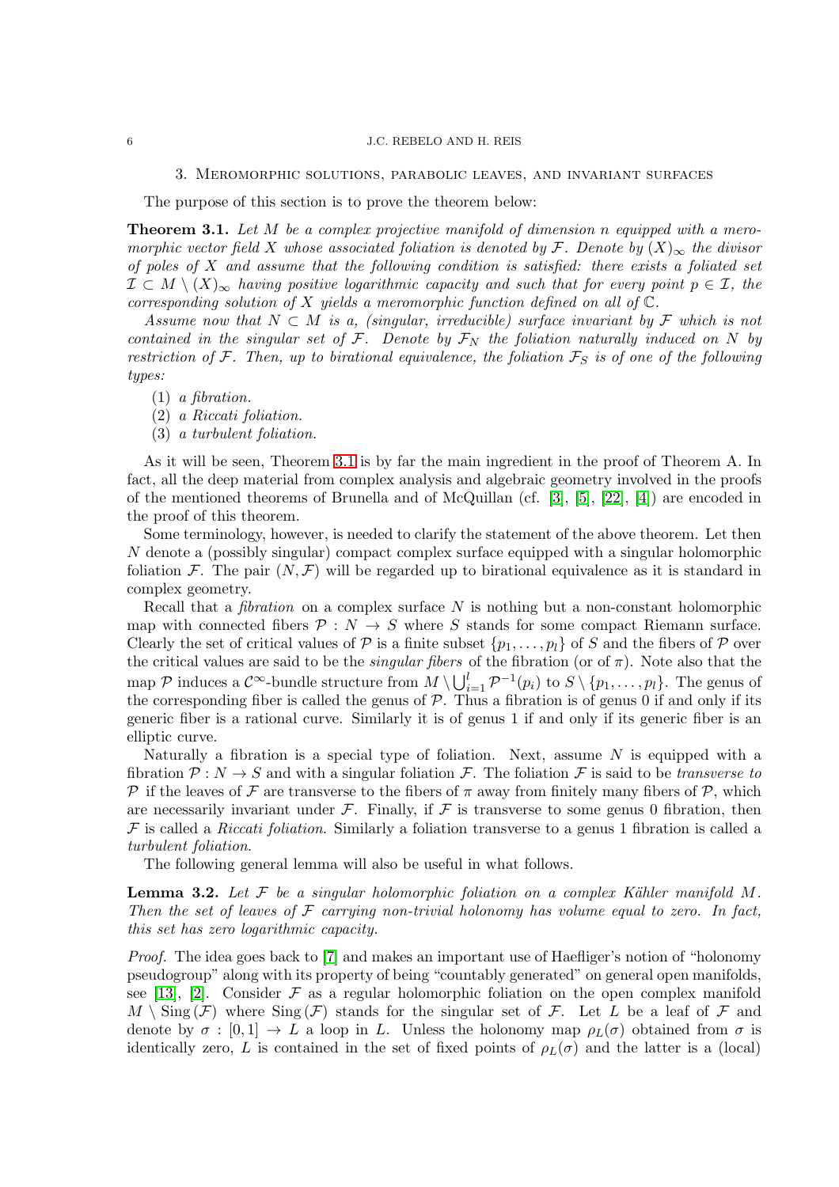## 3. Meromorphic solutions, parabolic leaves, and invariant surfaces

The purpose of this section is to prove the theorem below:

**Theorem 3.1.** *Let $M$ be a complex projective manifold of dimension $n$ equipped with a meromorphic vector field $X$ whose associated foliation is denoted by $\mathcal{F}$. Denote by $(X)_\infty$ the divisor of poles of $X$ and assume that the following condition is satisfied: there exists a foliated set $\mathcal{I} \subset M \setminus (X)_\infty$ having positive logarithmic capacity and such that for every point $p \in \mathcal{I}$, the corresponding solution of $X$ yields a meromorphic function defined on all of $\mathbb{C}$.*

*Assume now that $N \subset M$ is a, (singular, irreducible) surface invariant by $\mathcal{F}$ which is not contained in the singular set of $\mathcal{F}$. Denote by $\mathcal{F}_N$ the foliation naturally induced on $N$ by restriction of $\mathcal{F}$. Then, up to birational equivalence, the foliation $\mathcal{F}_S$ is of one of the following types:*

1. *a fibration.*
2. *a Riccati foliation.*
3. *a turbulent foliation.*

As it will be seen, Theorem 3.1 is by far the main ingredient in the proof of Theorem A. In fact, all the deep material from complex analysis and algebraic geometry involved in the proofs of the mentioned theorems of Brunella and of McQuillan (cf. [3], [5], [22], [4]) are encoded in the proof of this theorem.

Some terminology, however, is needed to clarify the statement of the above theorem. Let then $N$ denote a (possibly singular) compact complex surface equipped with a singular holomorphic foliation $\mathcal{F}$. The pair $(N, \mathcal{F})$ will be regarded up to birational equivalence as it is standard in complex geometry.

Recall that a *fibration* on a complex surface $N$ is nothing but a non-constant holomorphic map with connected fibers $\mathcal{P} : N \to S$ where $S$ stands for some compact Riemann surface. Clearly the set of critical values of $\mathcal{P}$ is a finite subset $\{p_1, \ldots, p_l\}$ of $S$ and the fibers of $\mathcal{P}$ over the critical values are said to be the *singular fibers* of the fibration (or of $\pi$). Note also that the map $\mathcal{P}$ induces a $\mathcal{C}^\infty$-bundle structure from $M \setminus \bigcup_{i=1}^{l} \mathcal{P}^{-1}(p_i)$ to $S \setminus \{p_1, \ldots, p_l\}$. The genus of the corresponding fiber is called the genus of $\mathcal{P}$. Thus a fibration is of genus 0 if and only if its generic fiber is a rational curve. Similarly it is of genus 1 if and only if its generic fiber is an elliptic curve.

Naturally a fibration is a special type of foliation. Next, assume $N$ is equipped with a fibration $\mathcal{P} : N \to S$ and with a singular foliation $\mathcal{F}$. The foliation $\mathcal{F}$ is said to be *transverse to* $\mathcal{P}$ if the leaves of $\mathcal{F}$ are transverse to the fibers of $\pi$ away from finitely many fibers of $\mathcal{P}$, which are necessarily invariant under $\mathcal{F}$. Finally, if $\mathcal{F}$ is transverse to some genus 0 fibration, then $\mathcal{F}$ is called a *Riccati foliation*. Similarly a foliation transverse to a genus 1 fibration is called a *turbulent foliation*.

The following general lemma will also be useful in what follows.

**Lemma 3.2.** *Let $\mathcal{F}$ be a singular holomorphic foliation on a complex Kähler manifold $M$. Then the set of leaves of $\mathcal{F}$ carrying non-trivial holonomy has volume equal to zero. In fact, this set has zero logarithmic capacity.*

*Proof.* The idea goes back to [7] and makes an important use of Haefliger's notion of "holonomy pseudogroup" along with its property of being "countably generated" on general open manifolds, see [13], [2]. Consider $\mathcal{F}$ as a regular holomorphic foliation on the open complex manifold $M \setminus \mathrm{Sing}\,(\mathcal{F})$ where $\mathrm{Sing}\,(\mathcal{F})$ stands for the singular set of $\mathcal{F}$. Let $L$ be a leaf of $\mathcal{F}$ and denote by $\sigma : [0,1] \to L$ a loop in $L$. Unless the holonomy map $\rho_L(\sigma)$ obtained from $\sigma$ is identically zero, $L$ is contained in the set of fixed points of $\rho_L(\sigma)$ and the latter is a (local)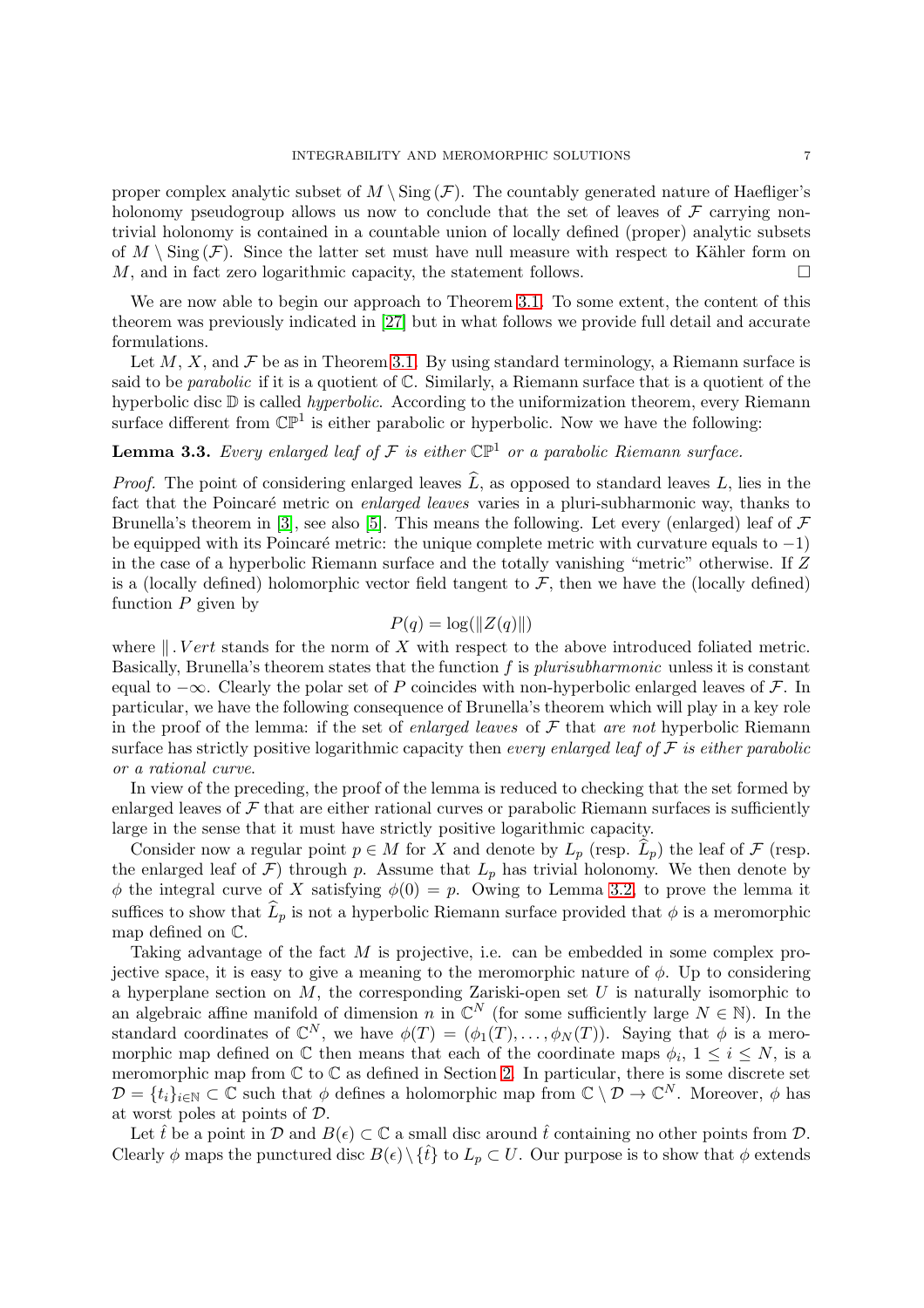proper complex analytic subset of $M \setminus \mathrm{Sing}\,(\mathcal{F})$. The countably generated nature of Haefliger's holonomy pseudogroup allows us now to conclude that the set of leaves of $\mathcal{F}$ carrying non-trivial holonomy is contained in a countable union of locally defined (proper) analytic subsets of $M \setminus \mathrm{Sing}\,(\mathcal{F})$. Since the latter set must have null measure with respect to Kähler form on $M$, and in fact zero logarithmic capacity, the statement follows. □

We are now able to begin our approach to Theorem 3.1. To some extent, the content of this theorem was previously indicated in [27] but in what follows we provide full detail and accurate formulations.

Let $M$, $X$, and $\mathcal{F}$ be as in Theorem 3.1. By using standard terminology, a Riemann surface is said to be *parabolic* if it is a quotient of $\mathbb{C}$. Similarly, a Riemann surface that is a quotient of the hyperbolic disc $\mathbb{D}$ is called *hyperbolic*. According to the uniformization theorem, every Riemann surface different from $\mathbb{CP}^1$ is either parabolic or hyperbolic. Now we have the following:

**Lemma 3.3.** *Every enlarged leaf of $\mathcal{F}$ is either $\mathbb{CP}^1$ or a parabolic Riemann surface.*

*Proof.* The point of considering enlarged leaves $\widehat{L}$, as opposed to standard leaves $L$, lies in the fact that the Poincaré metric on *enlarged leaves* varies in a pluri-subharmonic way, thanks to Brunella's theorem in [3], see also [5]. This means the following. Let every (enlarged) leaf of $\mathcal{F}$ be equipped with its Poincaré metric: the unique complete metric with curvature equals to $-1$) in the case of a hyperbolic Riemann surface and the totally vanishing "metric" otherwise. If $Z$ is a (locally defined) holomorphic vector field tangent to $\mathcal{F}$, then we have the (locally defined) function $P$ given by

$$P(q) = \log(\|Z(q)\|)$$

where $\|.Vert$ stands for the norm of $X$ with respect to the above introduced foliated metric. Basically, Brunella's theorem states that the function $f$ is *plurisubharmonic* unless it is constant equal to $-\infty$. Clearly the polar set of $P$ coincides with non-hyperbolic enlarged leaves of $\mathcal{F}$. In particular, we have the following consequence of Brunella's theorem which will play in a key role in the proof of the lemma: if the set of *enlarged leaves* of $\mathcal{F}$ that *are not* hyperbolic Riemann surface has strictly positive logarithmic capacity then *every enlarged leaf of $\mathcal{F}$ is either parabolic or a rational curve*.

In view of the preceding, the proof of the lemma is reduced to checking that the set formed by enlarged leaves of $\mathcal{F}$ that are either rational curves or parabolic Riemann surfaces is sufficiently large in the sense that it must have strictly positive logarithmic capacity.

Consider now a regular point $p \in M$ for $X$ and denote by $L_p$ (resp. $\widehat{L}_p$) the leaf of $\mathcal{F}$ (resp. the enlarged leaf of $\mathcal{F}$) through $p$. Assume that $L_p$ has trivial holonomy. We then denote by $\phi$ the integral curve of $X$ satisfying $\phi(0) = p$. Owing to Lemma 3.2, to prove the lemma it suffices to show that $\widehat{L}_p$ is not a hyperbolic Riemann surface provided that $\phi$ is a meromorphic map defined on $\mathbb{C}$.

Taking advantage of the fact $M$ is projective, i.e. can be embedded in some complex projective space, it is easy to give a meaning to the meromorphic nature of $\phi$. Up to considering a hyperplane section on $M$, the corresponding Zariski-open set $U$ is naturally isomorphic to an algebraic affine manifold of dimension $n$ in $\mathbb{C}^N$ (for some sufficiently large $N \in \mathbb{N}$). In the standard coordinates of $\mathbb{C}^N$, we have $\phi(T) = (\phi_1(T), \ldots, \phi_N(T))$. Saying that $\phi$ is a meromorphic map defined on $\mathbb{C}$ then means that each of the coordinate maps $\phi_i$, $1 \leq i \leq N$, is a meromorphic map from $\mathbb{C}$ to $\mathbb{C}$ as defined in Section 2. In particular, there is some discrete set $\mathcal{D} = \{t_i\}_{i \in \mathbb{N}} \subset \mathbb{C}$ such that $\phi$ defines a holomorphic map from $\mathbb{C} \setminus \mathcal{D} \to \mathbb{C}^N$. Moreover, $\phi$ has at worst poles at points of $\mathcal{D}$.

Let $\hat{t}$ be a point in $\mathcal{D}$ and $B(\epsilon) \subset \mathbb{C}$ a small disc around $\hat{t}$ containing no other points from $\mathcal{D}$. Clearly $\phi$ maps the punctured disc $B(\epsilon) \setminus \{\hat{t}\}$ to $L_p \subset U$. Our purpose is to show that $\phi$ extends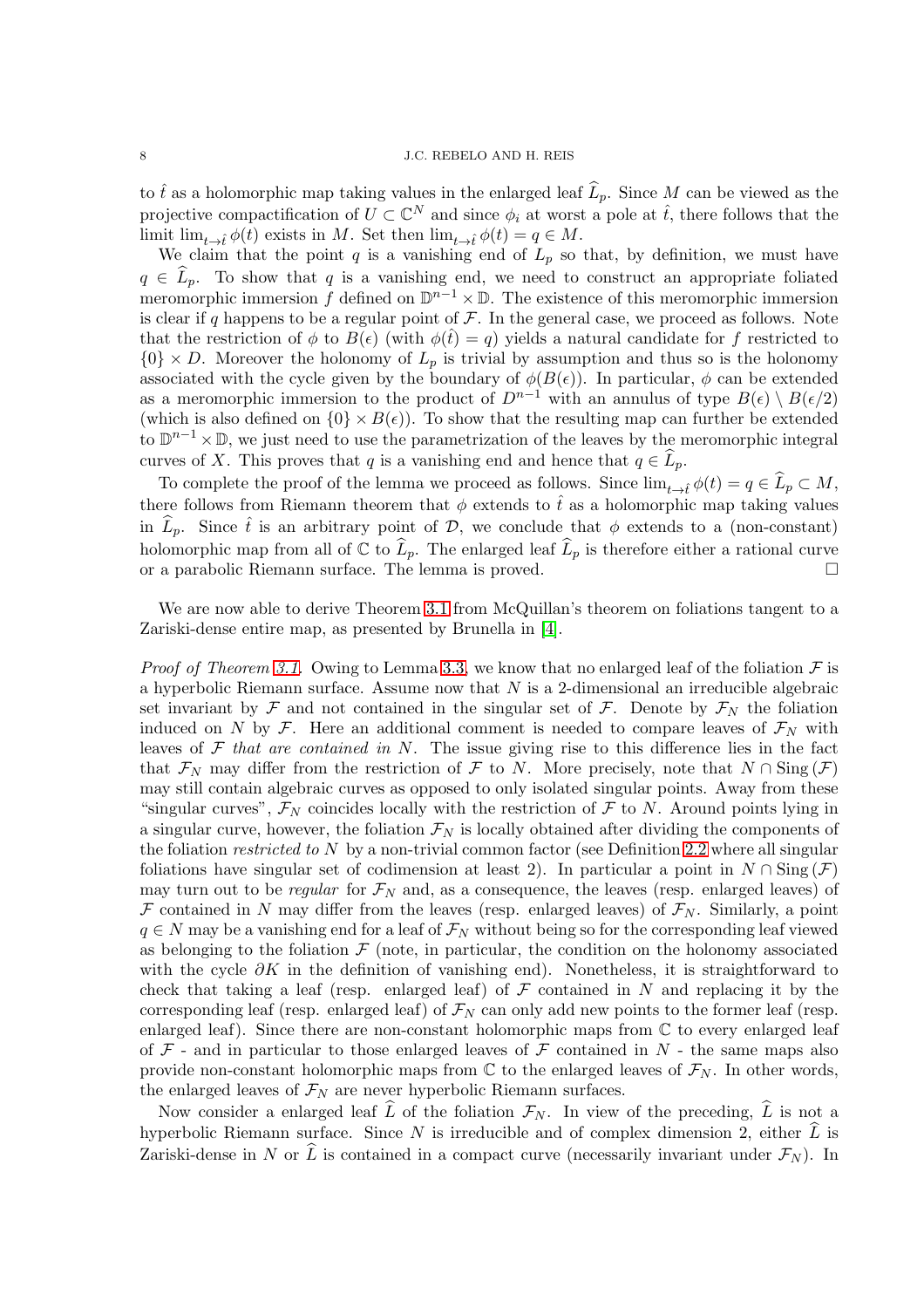to $\hat{t}$ as a holomorphic map taking values in the enlarged leaf $\widehat{L}_p$. Since $M$ can be viewed as the projective compactification of $U \subset \mathbb{C}^N$ and since $\phi_i$ at worst a pole at $\hat{t}$, there follows that the limit $\lim_{t\to\hat{t}} \phi(t)$ exists in $M$. Set then $\lim_{t\to\hat{t}} \phi(t) = q \in M$.

We claim that the point $q$ is a vanishing end of $L_p$ so that, by definition, we must have $q \in \widehat{L}_p$. To show that $q$ is a vanishing end, we need to construct an appropriate foliated meromorphic immersion $f$ defined on $\mathbb{D}^{n-1} \times \mathbb{D}$. The existence of this meromorphic immersion is clear if $q$ happens to be a regular point of $\mathcal{F}$. In the general case, we proceed as follows. Note that the restriction of $\phi$ to $B(\epsilon)$ (with $\phi(\hat{t}) = q$) yields a natural candidate for $f$ restricted to $\{0\} \times D$. Moreover the holonomy of $L_p$ is trivial by assumption and thus so is the holonomy associated with the cycle given by the boundary of $\phi(B(\epsilon))$. In particular, $\phi$ can be extended as a meromorphic immersion to the product of $D^{n-1}$ with an annulus of type $B(\epsilon) \setminus B(\epsilon/2)$ (which is also defined on $\{0\} \times B(\epsilon)$). To show that the resulting map can further be extended to $\mathbb{D}^{n-1} \times \mathbb{D}$, we just need to use the parametrization of the leaves by the meromorphic integral curves of $X$. This proves that $q$ is a vanishing end and hence that $q \in \widehat{L}_p$.

To complete the proof of the lemma we proceed as follows. Since $\lim_{t\to\hat{t}} \phi(t) = q \in \widehat{L}_p \subset M$, there follows from Riemann theorem that $\phi$ extends to $\hat{t}$ as a holomorphic map taking values in $\widehat{L}_p$. Since $\hat{t}$ is an arbitrary point of $\mathcal{D}$, we conclude that $\phi$ extends to a (non-constant) holomorphic map from all of $\mathbb{C}$ to $\widehat{L}_p$. The enlarged leaf $\widehat{L}_p$ is therefore either a rational curve or a parabolic Riemann surface. The lemma is proved. □

We are now able to derive Theorem 3.1 from McQuillan's theorem on foliations tangent to a Zariski-dense entire map, as presented by Brunella in [4].

*Proof of Theorem 3.1.* Owing to Lemma 3.3, we know that no enlarged leaf of the foliation $\mathcal{F}$ is a hyperbolic Riemann surface. Assume now that $N$ is a 2-dimensional an irreducible algebraic set invariant by $\mathcal{F}$ and not contained in the singular set of $\mathcal{F}$. Denote by $\mathcal{F}_N$ the foliation induced on $N$ by $\mathcal{F}$. Here an additional comment is needed to compare leaves of $\mathcal{F}_N$ with leaves of $\mathcal{F}$ *that are contained in* $N$. The issue giving rise to this difference lies in the fact that $\mathcal{F}_N$ may differ from the restriction of $\mathcal{F}$ to $N$. More precisely, note that $N \cap \mathrm{Sing}\,(\mathcal{F})$ may still contain algebraic curves as opposed to only isolated singular points. Away from these "singular curves", $\mathcal{F}_N$ coincides locally with the restriction of $\mathcal{F}$ to $N$. Around points lying in a singular curve, however, the foliation $\mathcal{F}_N$ is locally obtained after dividing the components of the foliation *restricted to* $N$ by a non-trivial common factor (see Definition 2.2 where all singular foliations have singular set of codimension at least 2). In particular a point in $N \cap \mathrm{Sing}\,(\mathcal{F})$ may turn out to be *regular* for $\mathcal{F}_N$ and, as a consequence, the leaves (resp. enlarged leaves) of $\mathcal{F}$ contained in $N$ may differ from the leaves (resp. enlarged leaves) of $\mathcal{F}_N$. Similarly, a point $q \in N$ may be a vanishing end for a leaf of $\mathcal{F}_N$ without being so for the corresponding leaf viewed as belonging to the foliation $\mathcal{F}$ (note, in particular, the condition on the holonomy associated with the cycle $\partial K$ in the definition of vanishing end). Nonetheless, it is straightforward to check that taking a leaf (resp. enlarged leaf) of $\mathcal{F}$ contained in $N$ and replacing it by the corresponding leaf (resp. enlarged leaf) of $\mathcal{F}_N$ can only add new points to the former leaf (resp. enlarged leaf). Since there are non-constant holomorphic maps from $\mathbb{C}$ to every enlarged leaf of $\mathcal{F}$ - and in particular to those enlarged leaves of $\mathcal{F}$ contained in $N$ - the same maps also provide non-constant holomorphic maps from $\mathbb{C}$ to the enlarged leaves of $\mathcal{F}_N$. In other words, the enlarged leaves of $\mathcal{F}_N$ are never hyperbolic Riemann surfaces.

Now consider a enlarged leaf $\widehat{L}$ of the foliation $\mathcal{F}_N$. In view of the preceding, $\widehat{L}$ is not a hyperbolic Riemann surface. Since $N$ is irreducible and of complex dimension 2, either $\widehat{L}$ is Zariski-dense in $N$ or $\widehat{L}$ is contained in a compact curve (necessarily invariant under $\mathcal{F}_N$). In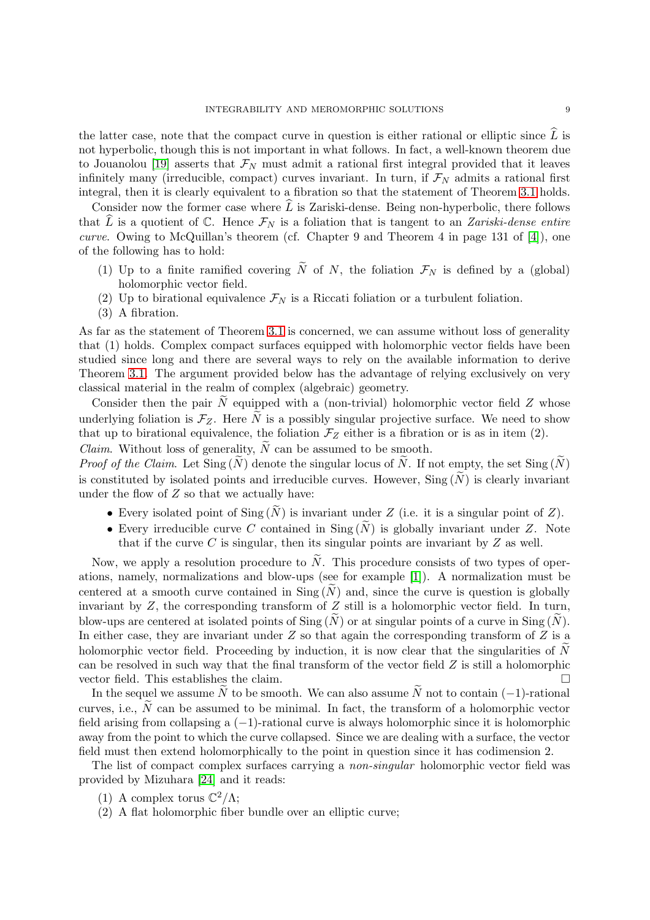the latter case, note that the compact curve in question is either rational or elliptic since $\widehat{L}$ is not hyperbolic, though this is not important in what follows. In fact, a well-known theorem due to Jouanolou [19] asserts that $\mathcal{F}_N$ must admit a rational first integral provided that it leaves infinitely many (irreducible, compact) curves invariant. In turn, if $\mathcal{F}_N$ admits a rational first integral, then it is clearly equivalent to a fibration so that the statement of Theorem 3.1 holds.

Consider now the former case where $\widehat{L}$ is Zariski-dense. Being non-hyperbolic, there follows that $\widehat{L}$ is a quotient of $\mathbb{C}$. Hence $\mathcal{F}_N$ is a foliation that is tangent to an *Zariski-dense entire curve*. Owing to McQuillan's theorem (cf. Chapter 9 and Theorem 4 in page 131 of [4]), one of the following has to hold:

1. Up to a finite ramified covering $\widetilde{N}$ of $N$, the foliation $\mathcal{F}_N$ is defined by a (global) holomorphic vector field.
2. Up to birational equivalence $\mathcal{F}_N$ is a Riccati foliation or a turbulent foliation.
3. A fibration.

As far as the statement of Theorem 3.1 is concerned, we can assume without loss of generality that (1) holds. Complex compact surfaces equipped with holomorphic vector fields have been studied since long and there are several ways to rely on the available information to derive Theorem 3.1. The argument provided below has the advantage of relying exclusively on very classical material in the realm of complex (algebraic) geometry.

Consider then the pair $\widetilde{N}$ equipped with a (non-trivial) holomorphic vector field $Z$ whose underlying foliation is $\mathcal{F}_Z$. Here $\widetilde{N}$ is a possibly singular projective surface. We need to show that up to birational equivalence, the foliation $\mathcal{F}_Z$ either is a fibration or is as in item (2).

*Claim*. Without loss of generality, $\widetilde{N}$ can be assumed to be smooth.

*Proof of the Claim*. Let $\mathrm{Sing}\,(\widetilde{N})$ denote the singular locus of $\widetilde{N}$. If not empty, the set $\mathrm{Sing}\,(\widetilde{N})$ is constituted by isolated points and irreducible curves. However, $\mathrm{Sing}\,(\widetilde{N})$ is clearly invariant under the flow of $Z$ so that we actually have:

- Every isolated point of $\mathrm{Sing}\,(\widetilde{N})$ is invariant under $Z$ (i.e. it is a singular point of $Z$).
- Every irreducible curve $C$ contained in $\mathrm{Sing}\,(\widetilde{N})$ is globally invariant under $Z$. Note that if the curve $C$ is singular, then its singular points are invariant by $Z$ as well.

Now, we apply a resolution procedure to $\widetilde{N}$. This procedure consists of two types of operations, namely, normalizations and blow-ups (see for example [1]). A normalization must be centered at a smooth curve contained in $\mathrm{Sing}\,(\widetilde{N})$ and, since the curve is question is globally invariant by $Z$, the corresponding transform of $Z$ still is a holomorphic vector field. In turn, blow-ups are centered at isolated points of $\mathrm{Sing}\,(\widetilde{N})$ or at singular points of a curve in $\mathrm{Sing}\,(\widetilde{N})$. In either case, they are invariant under $Z$ so that again the corresponding transform of $Z$ is a holomorphic vector field. Proceeding by induction, it is now clear that the singularities of $\widetilde{N}$ can be resolved in such way that the final transform of the vector field $Z$ is still a holomorphic vector field. This establishes the claim. $\square$

In the sequel we assume $\widetilde{N}$ to be smooth. We can also assume $\widetilde{N}$ not to contain $(-1)$-rational curves, i.e., $\widetilde{N}$ can be assumed to be minimal. In fact, the transform of a holomorphic vector field arising from collapsing a $(-1)$-rational curve is always holomorphic since it is holomorphic away from the point to which the curve collapsed. Since we are dealing with a surface, the vector field must then extend holomorphically to the point in question since it has codimension 2.

The list of compact complex surfaces carrying a *non-singular* holomorphic vector field was provided by Mizuhara [24] and it reads:

1. A complex torus $\mathbb{C}^2/\Lambda$;
2. A flat holomorphic fiber bundle over an elliptic curve;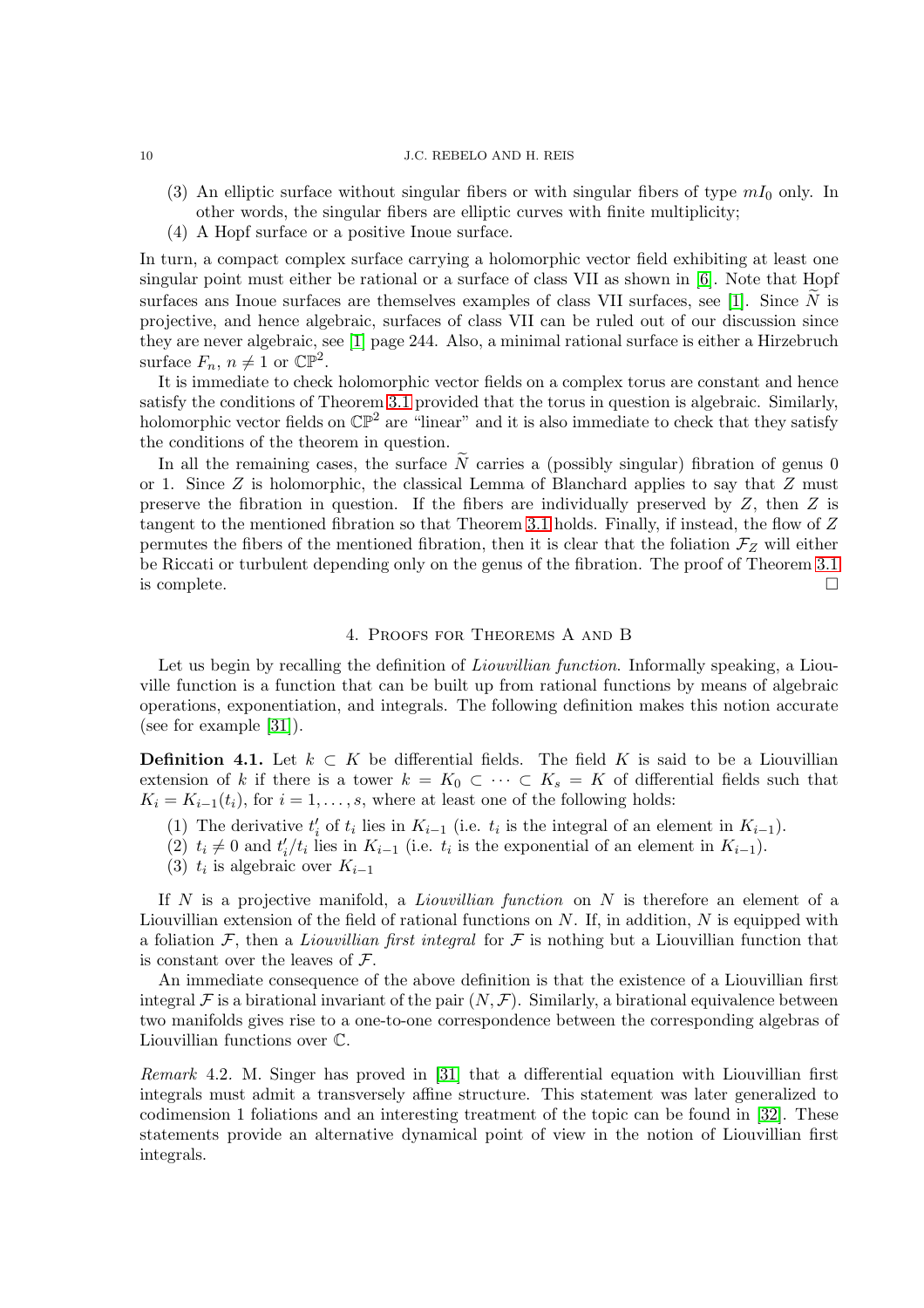(3) An elliptic surface without singular fibers or with singular fibers of type $mI_0$ only. In other words, the singular fibers are elliptic curves with finite multiplicity;
(4) A Hopf surface or a positive Inoue surface.

In turn, a compact complex surface carrying a holomorphic vector field exhibiting at least one singular point must either be rational or a surface of class VII as shown in [6]. Note that Hopf surfaces ans Inoue surfaces are themselves examples of class VII surfaces, see [1]. Since $\widetilde{N}$ is projective, and hence algebraic, surfaces of class VII can be ruled out of our discussion since they are never algebraic, see [1] page 244. Also, a minimal rational surface is either a Hirzebruch surface $F_n$, $n \neq 1$ or $\mathbb{CP}^2$.

It is immediate to check holomorphic vector fields on a complex torus are constant and hence satisfy the conditions of Theorem 3.1 provided that the torus in question is algebraic. Similarly, holomorphic vector fields on $\mathbb{CP}^2$ are "linear" and it is also immediate to check that they satisfy the conditions of the theorem in question.

In all the remaining cases, the surface $\widetilde{N}$ carries a (possibly singular) fibration of genus 0 or 1. Since $Z$ is holomorphic, the classical Lemma of Blanchard applies to say that $Z$ must preserve the fibration in question. If the fibers are individually preserved by $Z$, then $Z$ is tangent to the mentioned fibration so that Theorem 3.1 holds. Finally, if instead, the flow of $Z$ permutes the fibers of the mentioned fibration, then it is clear that the foliation $\mathcal{F}_Z$ will either be Riccati or turbulent depending only on the genus of the fibration. The proof of Theorem 3.1 is complete. □

## 4. Proofs for Theorems A and B

Let us begin by recalling the definition of *Liouvillian function*. Informally speaking, a Liouville function is a function that can be built up from rational functions by means of algebraic operations, exponentiation, and integrals. The following definition makes this notion accurate (see for example [31]).

**Definition 4.1.** Let $k \subset K$ be differential fields. The field $K$ is said to be a Liouvillian extension of $k$ if there is a tower $k = K_0 \subset \cdots \subset K_s = K$ of differential fields such that $K_i = K_{i-1}(t_i)$, for $i = 1, \ldots, s$, where at least one of the following holds:

(1) The derivative $t_i'$ of $t_i$ lies in $K_{i-1}$ (i.e. $t_i$ is the integral of an element in $K_{i-1}$).
(2) $t_i \neq 0$ and $t_i'/t_i$ lies in $K_{i-1}$ (i.e. $t_i$ is the exponential of an element in $K_{i-1}$).
(3) $t_i$ is algebraic over $K_{i-1}$

If $N$ is a projective manifold, a *Liouvillian function* on $N$ is therefore an element of a Liouvillian extension of the field of rational functions on $N$. If, in addition, $N$ is equipped with a foliation $\mathcal{F}$, then a *Liouvillian first integral* for $\mathcal{F}$ is nothing but a Liouvillian function that is constant over the leaves of $\mathcal{F}$.

An immediate consequence of the above definition is that the existence of a Liouvillian first integral $\mathcal{F}$ is a birational invariant of the pair $(N, \mathcal{F})$. Similarly, a birational equivalence between two manifolds gives rise to a one-to-one correspondence between the corresponding algebras of Liouvillian functions over $\mathbb{C}$.

*Remark* 4.2. M. Singer has proved in [31] that a differential equation with Liouvillian first integrals must admit a transversely affine structure. This statement was later generalized to codimension 1 foliations and an interesting treatment of the topic can be found in [32]. These statements provide an alternative dynamical point of view in the notion of Liouvillian first integrals.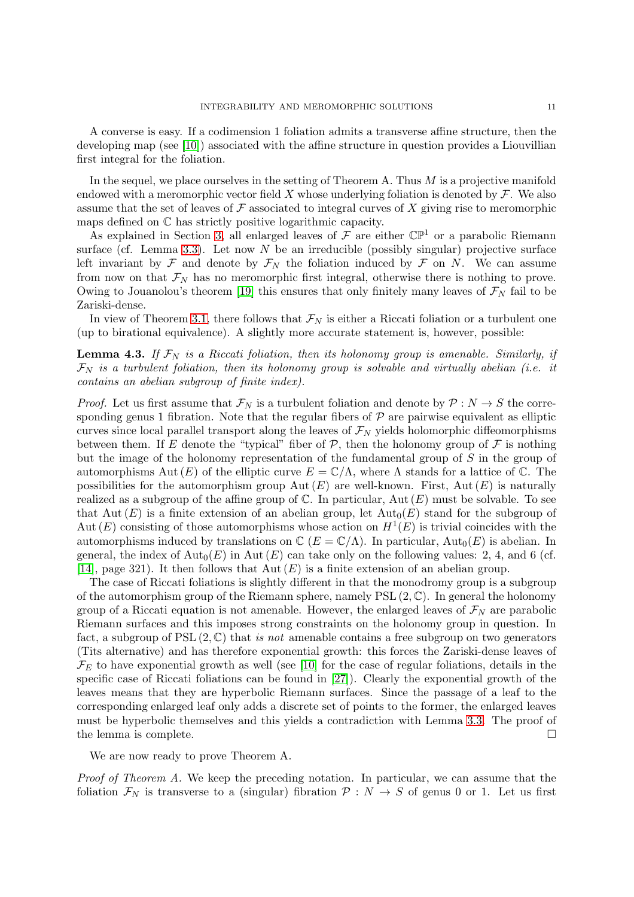A converse is easy. If a codimension 1 foliation admits a transverse affine structure, then the developing map (see [10]) associated with the affine structure in question provides a Liouvillian first integral for the foliation.

In the sequel, we place ourselves in the setting of Theorem A. Thus $M$ is a projective manifold endowed with a meromorphic vector field $X$ whose underlying foliation is denoted by $\mathcal{F}$. We also assume that the set of leaves of $\mathcal{F}$ associated to integral curves of $X$ giving rise to meromorphic maps defined on $\mathbb{C}$ has strictly positive logarithmic capacity.

As explained in Section 3, all enlarged leaves of $\mathcal{F}$ are either $\mathbb{CP}^1$ or a parabolic Riemann surface (cf. Lemma 3.3). Let now $N$ be an irreducible (possibly singular) projective surface left invariant by $\mathcal{F}$ and denote by $\mathcal{F}_N$ the foliation induced by $\mathcal{F}$ on $N$. We can assume from now on that $\mathcal{F}_N$ has no meromorphic first integral, otherwise there is nothing to prove. Owing to Jouanolou's theorem [19] this ensures that only finitely many leaves of $\mathcal{F}_N$ fail to be Zariski-dense.

In view of Theorem 3.1, there follows that $\mathcal{F}_N$ is either a Riccati foliation or a turbulent one (up to birational equivalence). A slightly more accurate statement is, however, possible:

**Lemma 4.3.** *If $\mathcal{F}_N$ is a Riccati foliation, then its holonomy group is amenable. Similarly, if $\mathcal{F}_N$ is a turbulent foliation, then its holonomy group is solvable and virtually abelian (i.e. it contains an abelian subgroup of finite index).*

*Proof.* Let us first assume that $\mathcal{F}_N$ is a turbulent foliation and denote by $\mathcal{P} : N \to S$ the corresponding genus 1 fibration. Note that the regular fibers of $\mathcal{P}$ are pairwise equivalent as elliptic curves since local parallel transport along the leaves of $\mathcal{F}_N$ yields holomorphic diffeomorphisms between them. If $E$ denote the "typical" fiber of $\mathcal{P}$, then the holonomy group of $\mathcal{F}$ is nothing but the image of the holonomy representation of the fundamental group of $S$ in the group of automorphisms $\mathrm{Aut}\,(E)$ of the elliptic curve $E = \mathbb{C}/\Lambda$, where $\Lambda$ stands for a lattice of $\mathbb{C}$. The possibilities for the automorphism group $\mathrm{Aut}\,(E)$ are well-known. First, $\mathrm{Aut}\,(E)$ is naturally realized as a subgroup of the affine group of $\mathbb{C}$. In particular, $\mathrm{Aut}\,(E)$ must be solvable. To see that $\mathrm{Aut}\,(E)$ is a finite extension of an abelian group, let $\mathrm{Aut}_0(E)$ stand for the subgroup of $\mathrm{Aut}\,(E)$ consisting of those automorphisms whose action on $H^1(E)$ is trivial coincides with the automorphisms induced by translations on $\mathbb{C}$ ($E = \mathbb{C}/\Lambda$). In particular, $\mathrm{Aut}_0(E)$ is abelian. In general, the index of $\mathrm{Aut}_0(E)$ in $\mathrm{Aut}\,(E)$ can take only on the following values: 2, 4, and 6 (cf. [14], page 321). It then follows that $\mathrm{Aut}\,(E)$ is a finite extension of an abelian group.

The case of Riccati foliations is slightly different in that the monodromy group is a subgroup of the automorphism group of the Riemann sphere, namely $\mathrm{PSL}\,(2, \mathbb{C})$. In general the holonomy group of a Riccati equation is not amenable. However, the enlarged leaves of $\mathcal{F}_N$ are parabolic Riemann surfaces and this imposes strong constraints on the holonomy group in question. In fact, a subgroup of $\mathrm{PSL}\,(2, \mathbb{C})$ that *is not* amenable contains a free subgroup on two generators (Tits alternative) and has therefore exponential growth: this forces the Zariski-dense leaves of $\mathcal{F}_E$ to have exponential growth as well (see [10] for the case of regular foliations, details in the specific case of Riccati foliations can be found in [27]). Clearly the exponential growth of the leaves means that they are hyperbolic Riemann surfaces. Since the passage of a leaf to the corresponding enlarged leaf only adds a discrete set of points to the former, the enlarged leaves must be hyperbolic themselves and this yields a contradiction with Lemma 3.3. The proof of the lemma is complete. □

We are now ready to prove Theorem A.

*Proof of Theorem A.* We keep the preceding notation. In particular, we can assume that the foliation $\mathcal{F}_N$ is transverse to a (singular) fibration $\mathcal{P} : N \to S$ of genus 0 or 1. Let us first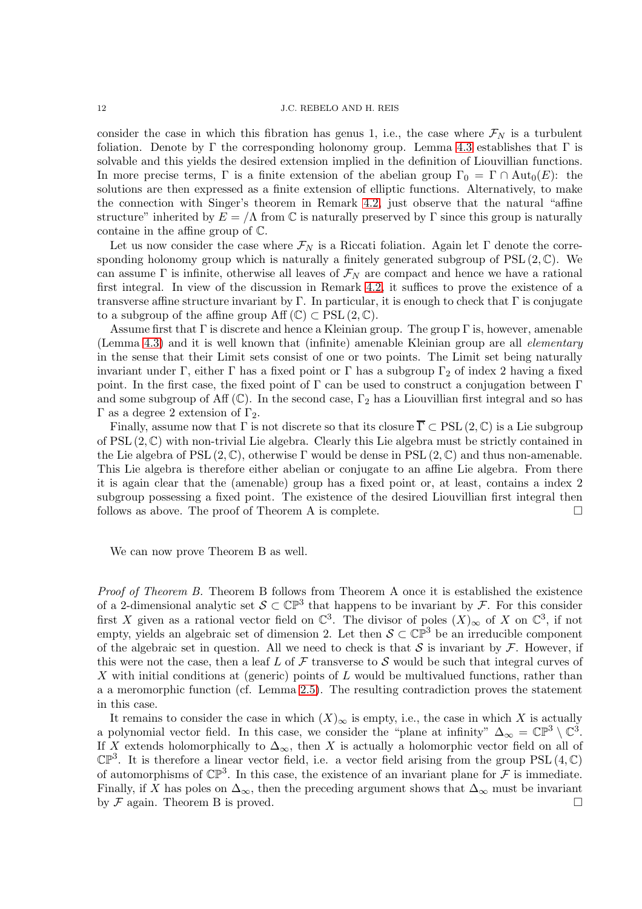consider the case in which this fibration has genus 1, i.e., the case where $\mathcal{F}_N$ is a turbulent foliation. Denote by $\Gamma$ the corresponding holonomy group. Lemma 4.3 establishes that $\Gamma$ is solvable and this yields the desired extension implied in the definition of Liouvillian functions. In more precise terms, $\Gamma$ is a finite extension of the abelian group $\Gamma_0 = \Gamma \cap \mathrm{Aut}_0(E)$: the solutions are then expressed as a finite extension of elliptic functions. Alternatively, to make the connection with Singer's theorem in Remark 4.2, just observe that the natural "affine structure" inherited by $E = /\Lambda$ from $\mathbb{C}$ is naturally preserved by $\Gamma$ since this group is naturally containe in the affine group of $\mathbb{C}$.

Let us now consider the case where $\mathcal{F}_N$ is a Riccati foliation. Again let $\Gamma$ denote the corresponding holonomy group which is naturally a finitely generated subgroup of $\mathrm{PSL}\,(2, \mathbb{C})$. We can assume $\Gamma$ is infinite, otherwise all leaves of $\mathcal{F}_N$ are compact and hence we have a rational first integral. In view of the discussion in Remark 4.2, it suffices to prove the existence of a transverse affine structure invariant by $\Gamma$. In particular, it is enough to check that $\Gamma$ is conjugate to a subgroup of the affine group $\mathrm{Aff}\,(\mathbb{C}) \subset \mathrm{PSL}\,(2, \mathbb{C})$.

Assume first that $\Gamma$ is discrete and hence a Kleinian group. The group $\Gamma$ is, however, amenable (Lemma 4.3) and it is well known that (infinite) amenable Kleinian group are all *elementary* in the sense that their Limit sets consist of one or two points. The Limit set being naturally invariant under $\Gamma$, either $\Gamma$ has a fixed point or $\Gamma$ has a subgroup $\Gamma_2$ of index 2 having a fixed point. In the first case, the fixed point of $\Gamma$ can be used to construct a conjugation between $\Gamma$ and some subgroup of $\mathrm{Aff}\,(\mathbb{C})$. In the second case, $\Gamma_2$ has a Liouvillian first integral and so has $\Gamma$ as a degree 2 extension of $\Gamma_2$.

Finally, assume now that $\Gamma$ is not discrete so that its closure $\overline{\Gamma} \subset \mathrm{PSL}\,(2, \mathbb{C})$ is a Lie subgroup of $\mathrm{PSL}\,(2, \mathbb{C})$ with non-trivial Lie algebra. Clearly this Lie algebra must be strictly contained in the Lie algebra of $\mathrm{PSL}\,(2, \mathbb{C})$, otherwise $\Gamma$ would be dense in $\mathrm{PSL}\,(2, \mathbb{C})$ and thus non-amenable. This Lie algebra is therefore either abelian or conjugate to an affine Lie algebra. From there it is again clear that the (amenable) group has a fixed point or, at least, contains a index 2 subgroup possessing a fixed point. The existence of the desired Liouvillian first integral then follows as above. The proof of Theorem A is complete. $\square$

We can now prove Theorem B as well.

*Proof of Theorem B.* Theorem B follows from Theorem A once it is established the existence of a 2-dimensional analytic set $\mathcal{S} \subset \mathbb{CP}^3$ that happens to be invariant by $\mathcal{F}$. For this consider first $X$ given as a rational vector field on $\mathbb{C}^3$. The divisor of poles $(X)_\infty$ of $X$ on $\mathbb{C}^3$, if not empty, yields an algebraic set of dimension 2. Let then $\mathcal{S} \subset \mathbb{CP}^3$ be an irreducible component of the algebraic set in question. All we need to check is that $\mathcal{S}$ is invariant by $\mathcal{F}$. However, if this were not the case, then a leaf $L$ of $\mathcal{F}$ transverse to $\mathcal{S}$ would be such that integral curves of $X$ with initial conditions at (generic) points of $L$ would be multivalued functions, rather than a a meromorphic function (cf. Lemma 2.5). The resulting contradiction proves the statement in this case.

It remains to consider the case in which $(X)_\infty$ is empty, i.e., the case in which $X$ is actually a polynomial vector field. In this case, we consider the "plane at infinity" $\Delta_\infty = \mathbb{CP}^3 \setminus \mathbb{C}^3$. If $X$ extends holomorphically to $\Delta_\infty$, then $X$ is actually a holomorphic vector field on all of $\mathbb{CP}^3$. It is therefore a linear vector field, i.e. a vector field arising from the group $\mathrm{PSL}\,(4, \mathbb{C})$ of automorphisms of $\mathbb{CP}^3$. In this case, the existence of an invariant plane for $\mathcal{F}$ is immediate. Finally, if $X$ has poles on $\Delta_\infty$, then the preceding argument shows that $\Delta_\infty$ must be invariant by $\mathcal{F}$ again. Theorem B is proved. $\square$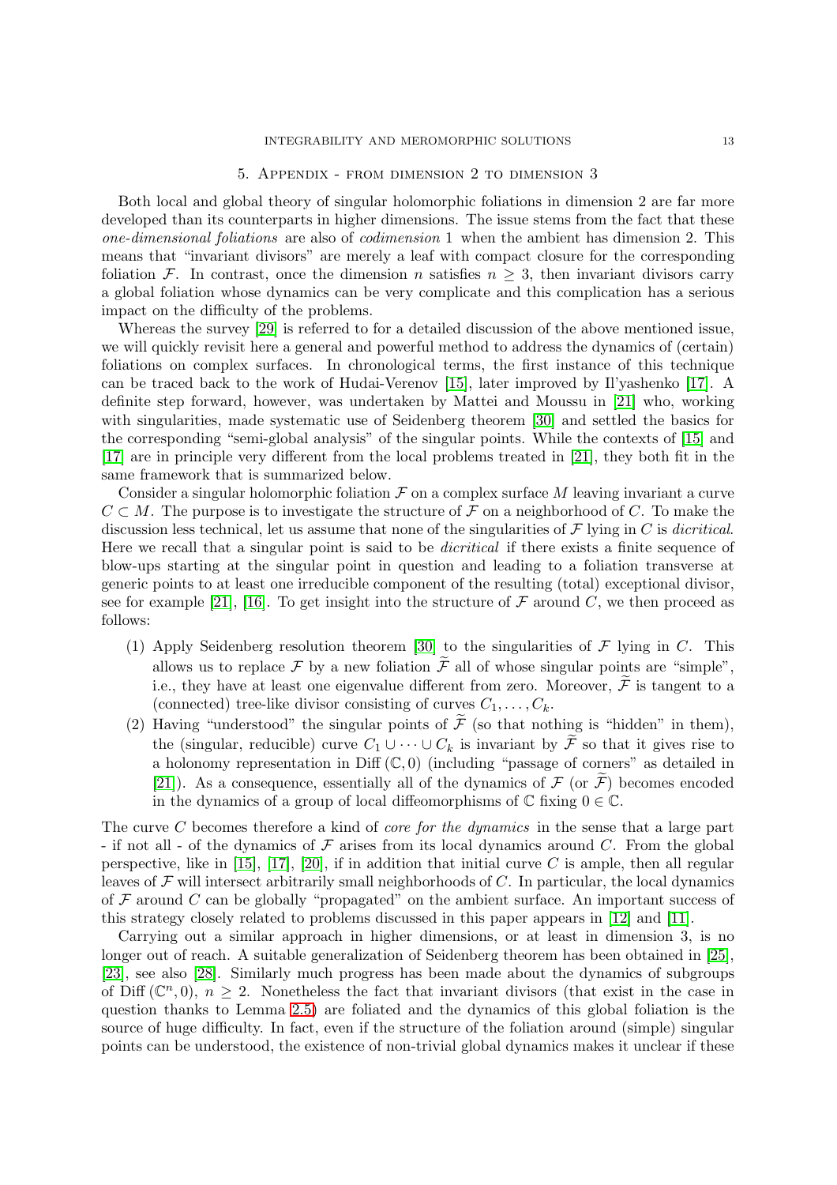## 5. Appendix - from dimension 2 to dimension 3

Both local and global theory of singular holomorphic foliations in dimension 2 are far more developed than its counterparts in higher dimensions. The issue stems from the fact that these *one-dimensional foliations* are also of *codimension* 1 when the ambient has dimension 2. This means that "invariant divisors" are merely a leaf with compact closure for the corresponding foliation $\mathcal{F}$. In contrast, once the dimension $n$ satisfies $n \geq 3$, then invariant divisors carry a global foliation whose dynamics can be very complicate and this complication has a serious impact on the difficulty of the problems.

Whereas the survey [29] is referred to for a detailed discussion of the above mentioned issue, we will quickly revisit here a general and powerful method to address the dynamics of (certain) foliations on complex surfaces. In chronological terms, the first instance of this technique can be traced back to the work of Hudai-Verenov [15], later improved by Il'yashenko [17]. A definite step forward, however, was undertaken by Mattei and Moussu in [21] who, working with singularities, made systematic use of Seidenberg theorem [30] and settled the basics for the corresponding "semi-global analysis" of the singular points. While the contexts of [15] and [17] are in principle very different from the local problems treated in [21], they both fit in the same framework that is summarized below.

Consider a singular holomorphic foliation $\mathcal{F}$ on a complex surface $M$ leaving invariant a curve $C \subset M$. The purpose is to investigate the structure of $\mathcal{F}$ on a neighborhood of $C$. To make the discussion less technical, let us assume that none of the singularities of $\mathcal{F}$ lying in $C$ is *dicritical*. Here we recall that a singular point is said to be *dicritical* if there exists a finite sequence of blow-ups starting at the singular point in question and leading to a foliation transverse at generic points to at least one irreducible component of the resulting (total) exceptional divisor, see for example [21], [16]. To get insight into the structure of $\mathcal{F}$ around $C$, we then proceed as follows:

1. Apply Seidenberg resolution theorem [30] to the singularities of $\mathcal{F}$ lying in $C$. This allows us to replace $\mathcal{F}$ by a new foliation $\widetilde{\mathcal{F}}$ all of whose singular points are "simple", i.e., they have at least one eigenvalue different from zero. Moreover, $\widetilde{\mathcal{F}}$ is tangent to a (connected) tree-like divisor consisting of curves $C_1, \ldots, C_k$.
2. Having "understood" the singular points of $\widetilde{\mathcal{F}}$ (so that nothing is "hidden" in them), the (singular, reducible) curve $C_1 \cup \cdots \cup C_k$ is invariant by $\widetilde{\mathcal{F}}$ so that it gives rise to a holonomy representation in $\mathrm{Diff}\,(\mathbb{C}, 0)$ (including "passage of corners" as detailed in [21]). As a consequence, essentially all of the dynamics of $\mathcal{F}$ (or $\widetilde{\mathcal{F}}$) becomes encoded in the dynamics of a group of local diffeomorphisms of $\mathbb{C}$ fixing $0 \in \mathbb{C}$.

The curve $C$ becomes therefore a kind of *core for the dynamics* in the sense that a large part - if not all - of the dynamics of $\mathcal{F}$ arises from its local dynamics around $C$. From the global perspective, like in [15], [17], [20], if in addition that initial curve $C$ is ample, then all regular leaves of $\mathcal{F}$ will intersect arbitrarily small neighborhoods of $C$. In particular, the local dynamics of $\mathcal{F}$ around $C$ can be globally "propagated" on the ambient surface. An important success of this strategy closely related to problems discussed in this paper appears in [12] and [11].

Carrying out a similar approach in higher dimensions, or at least in dimension 3, is no longer out of reach. A suitable generalization of Seidenberg theorem has been obtained in [25], [23], see also [28]. Similarly much progress has been made about the dynamics of subgroups of $\mathrm{Diff}\,(\mathbb{C}^n, 0)$, $n \geq 2$. Nonetheless the fact that invariant divisors (that exist in the case in question thanks to Lemma 2.5) are foliated and the dynamics of this global foliation is the source of huge difficulty. In fact, even if the structure of the foliation around (simple) singular points can be understood, the existence of non-trivial global dynamics makes it unclear if these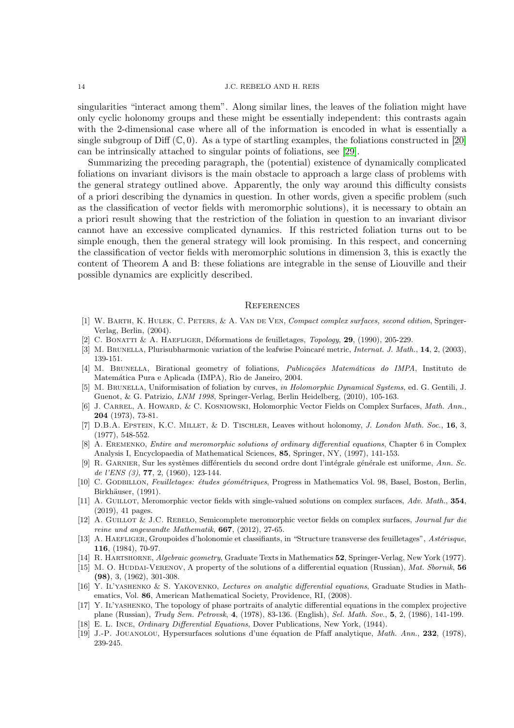singularities "interact among them". Along similar lines, the leaves of the foliation might have only cyclic holonomy groups and these might be essentially independent: this contrasts again with the 2-dimensional case where all of the information is encoded in what is essentially a single subgroup of Diff $(\mathbb{C}, 0)$. As a type of startling examples, the foliations constructed in [20] can be intrinsically attached to singular points of foliations, see [29].

Summarizing the preceding paragraph, the (potential) existence of dynamically complicated foliations on invariant divisors is the main obstacle to approach a large class of problems with the general strategy outlined above. Apparently, the only way around this difficulty consists of a priori describing the dynamics in question. In other words, given a specific problem (such as the classification of vector fields with meromorphic solutions), it is necessary to obtain an a priori result showing that the restriction of the foliation in question to an invariant divisor cannot have an excessive complicated dynamics. If this restricted foliation turns out to be simple enough, then the general strategy will look promising. In this respect, and concerning the classification of vector fields with meromorphic solutions in dimension 3, this is exactly the content of Theorem A and B: these foliations are integrable in the sense of Liouville and their possible dynamics are explicitly described.

## References

[1] W. Barth, K. Hulek, C. Peters, & A. Van de Ven, *Compact complex surfaces, second edition*, Springer-Verlag, Berlin, (2004).

[2] C. Bonatti & A. Haefliger, Déformations de feuilletages, *Topology*, **29**, (1990), 205-229.

[3] M. Brunella, Plurisubharmonic variation of the leafwise Poincaré metric, *Internat. J. Math.*, **14**, 2, (2003), 139-151.

[4] M. Brunella, Birational geometry of foliations, *Publicações Matemáticas do IMPA*, Instituto de Matemática Pura e Aplicada (IMPA), Rio de Janeiro, 2004.

[5] M. Brunella, Uniformisation of foliation by curves, *in Holomorphic Dynamical Systems*, ed. G. Gentili, J. Guenot, & G. Patrizio, *LNM 1998*, Springer-Verlag, Berlin Heidelberg, (2010), 105-163.

[6] J. Carrel, A. Howard, & C. Kosniowski, Holomorphic Vector Fields on Complex Surfaces, *Math. Ann.*, **204** (1973), 73-81.

[7] D.B.A. Epstein, K.C. Millet, & D. Tischler, Leaves without holonomy, *J. London Math. Soc.*, **16**, 3, (1977), 548-552.

[8] A. Eremenko, *Entire and meromorphic solutions of ordinary differential equations*, Chapter 6 in Complex Analysis I, Encyclopaedia of Mathematical Sciences, **85**, Springer, NY, (1997), 141-153.

[9] R. Garnier, Sur les systèmes différentiels du second ordre dont l'intégrale générale est uniforme, *Ann. Sc. de l'ENS (3)*, **77**, 2, (1960), 123-144.

[10] C. Godbillon, *Feuilletages: études géométriques*, Progress in Mathematics Vol. 98, Basel, Boston, Berlin, Birkhäuser, (1991).

[11] A. Guillot, Meromorphic vector fields with single-valued solutions on complex surfaces, *Adv. Math.*, **354**, (2019), 41 pages.

[12] A. Guillot & J.C. Rebelo, Semicomplete meromorphic vector fields on complex surfaces, *Journal fur die reine und angewandte Mathematik*, **667**, (2012), 27-65.

[13] A. Haefliger, Groupoides d'holonomie et classifiants, in "Structure transverse des feuilletages", *Astérisque*, **116**, (1984), 70-97.

[14] R. Hartshorne, *Algebraic geometry*, Graduate Texts in Mathematics **52**, Springer-Verlag, New York (1977).

[15] M. O. Huddai-Verenov, A property of the solutions of a differential equation (Russian), *Mat. Sbornik*, **56 (98)**, 3, (1962), 301-308.

[16] Y. Il'yashenko & S. Yakovenko, *Lectures on analytic differential equations*, Graduate Studies in Mathematics, Vol. **86**, American Mathematical Society, Providence, RI, (2008).

[17] Y. Il'yashenko, The topology of phase portraits of analytic differential equations in the complex projective plane (Russian), *Trudy Sem. Petrovsk*, **4**, (1978), 83-136. (English), *Sel. Math. Sov.*, **5**, 2, (1986), 141-199.

[18] E. L. Ince, *Ordinary Differential Equations*, Dover Publications, New York, (1944).

[19] J.-P. Jouanolou, Hypersurfaces solutions d'une équation de Pfaff analytique, *Math. Ann.*, **232**, (1978), 239-245.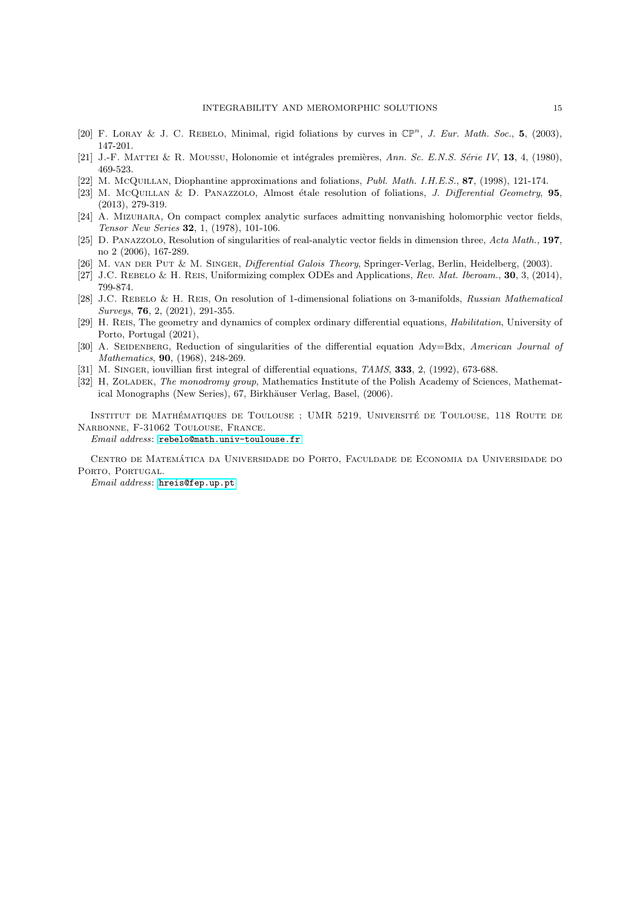[20] F. Loray & J. C. Rebelo, Minimal, rigid foliations by curves in $\mathbb{CP}^n$, *J. Eur. Math. Soc.*, **5**, (2003), 147-201.

[21] J.-F. Mattei & R. Moussu, Holonomie et intégrales premières, *Ann. Sc. E.N.S. Série IV*, **13**, 4, (1980), 469-523.

[22] M. McQuillan, Diophantine approximations and foliations, *Publ. Math. I.H.E.S.*, **87**, (1998), 121-174.

[23] M. McQuillan & D. Panazzolo, Almost étale resolution of foliations, *J. Differential Geometry*, **95**, (2013), 279-319.

[24] A. Mizuhara, On compact complex analytic surfaces admitting nonvanishing holomorphic vector fields, *Tensor New Series* **32**, 1, (1978), 101-106.

[25] D. Panazzolo, Resolution of singularities of real-analytic vector fields in dimension three, *Acta Math.*, **197**, no 2 (2006), 167-289.

[26] M. van der Put & M. Singer, *Differential Galois Theory*, Springer-Verlag, Berlin, Heidelberg, (2003).

[27] J.C. Rebelo & H. Reis, Uniformizing complex ODEs and Applications, *Rev. Mat. Iberoam.*, **30**, 3, (2014), 799-874.

[28] J.C. Rebelo & H. Reis, On resolution of 1-dimensional foliations on 3-manifolds, *Russian Mathematical Surveys*, **76**, 2, (2021), 291-355.

[29] H. Reis, The geometry and dynamics of complex ordinary differential equations, *Habilitation*, University of Porto, Portugal (2021),

[30] A. Seidenberg, Reduction of singularities of the differential equation Ady=Bdx, *American Journal of Mathematics*, **90**, (1968), 248-269.

[31] M. Singer, iouvillian first integral of differential equations, *TAMS*, **333**, 2, (1992), 673-688.

[32] H, Zoladek, *The monodromy group*, Mathematics Institute of the Polish Academy of Sciences, Mathematical Monographs (New Series), 67, Birkhäuser Verlag, Basel, (2006).

Institut de Mathématiques de Toulouse ; UMR 5219, Université de Toulouse, 118 Route de Narbonne, F-31062 Toulouse, France.

*Email address*: rebelo@math.univ-toulouse.fr

Centro de Matemática da Universidade do Porto, Faculdade de Economia da Universidade do Porto, Portugal.

*Email address*: hreis@fep.up.pt